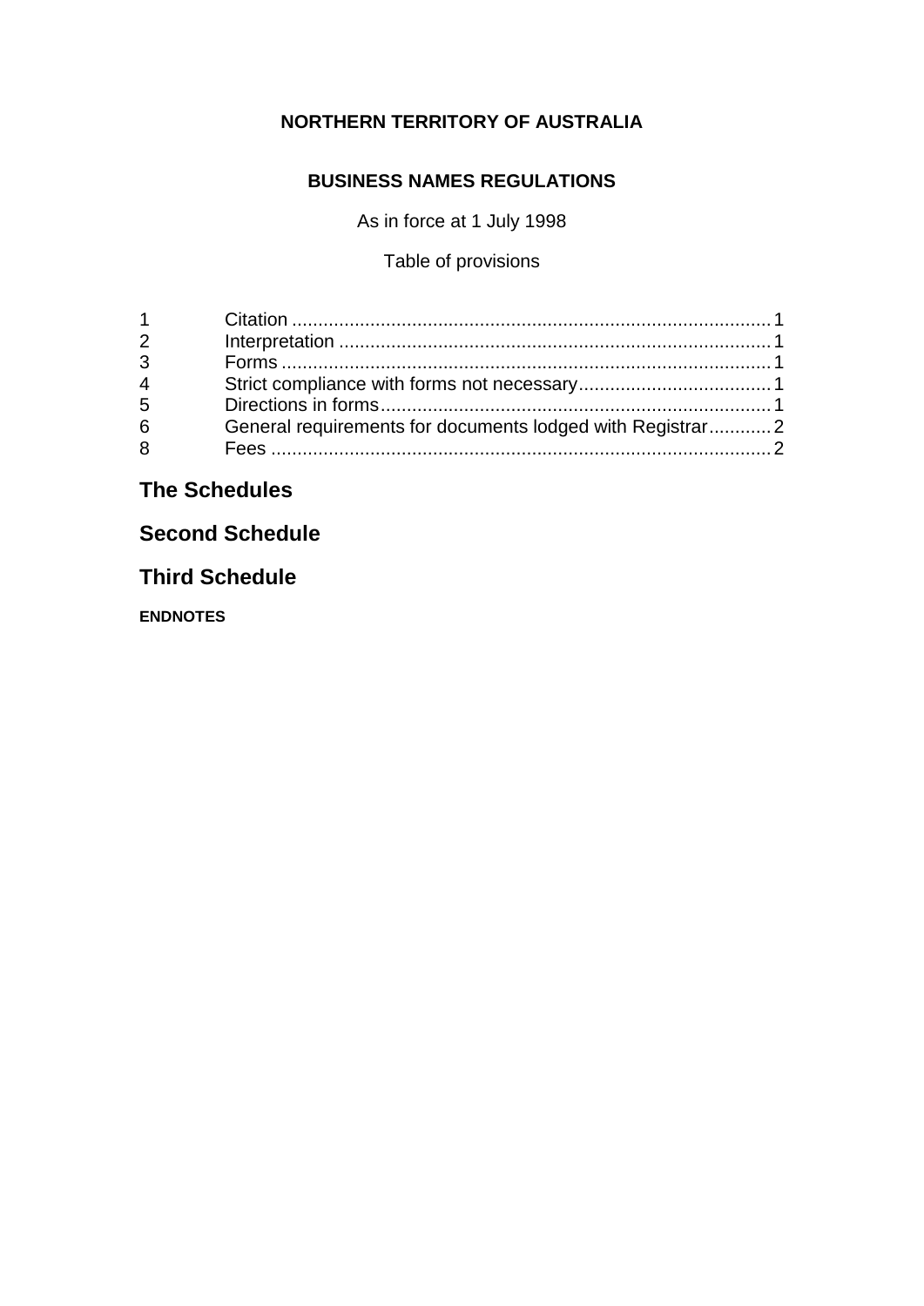**NORTHERN TERRITORY OF AUSTRALIA**

**BUSINESS NAMES REGULATIONS**

As in force at 1 July 1998

Table of provisions

| | | |
|---|---|---|
| 1 | Citation | 1 |
| 2 | Interpretation | 1 |
| 3 | Forms | 1 |
| 4 | Strict compliance with forms not necessary | 1 |
| 5 | Directions in forms | 1 |
| 6 | General requirements for documents lodged with Registrar | 2 |
| 8 | Fees | 2 |

## The Schedules

## Second Schedule

## Third Schedule

**ENDNOTES**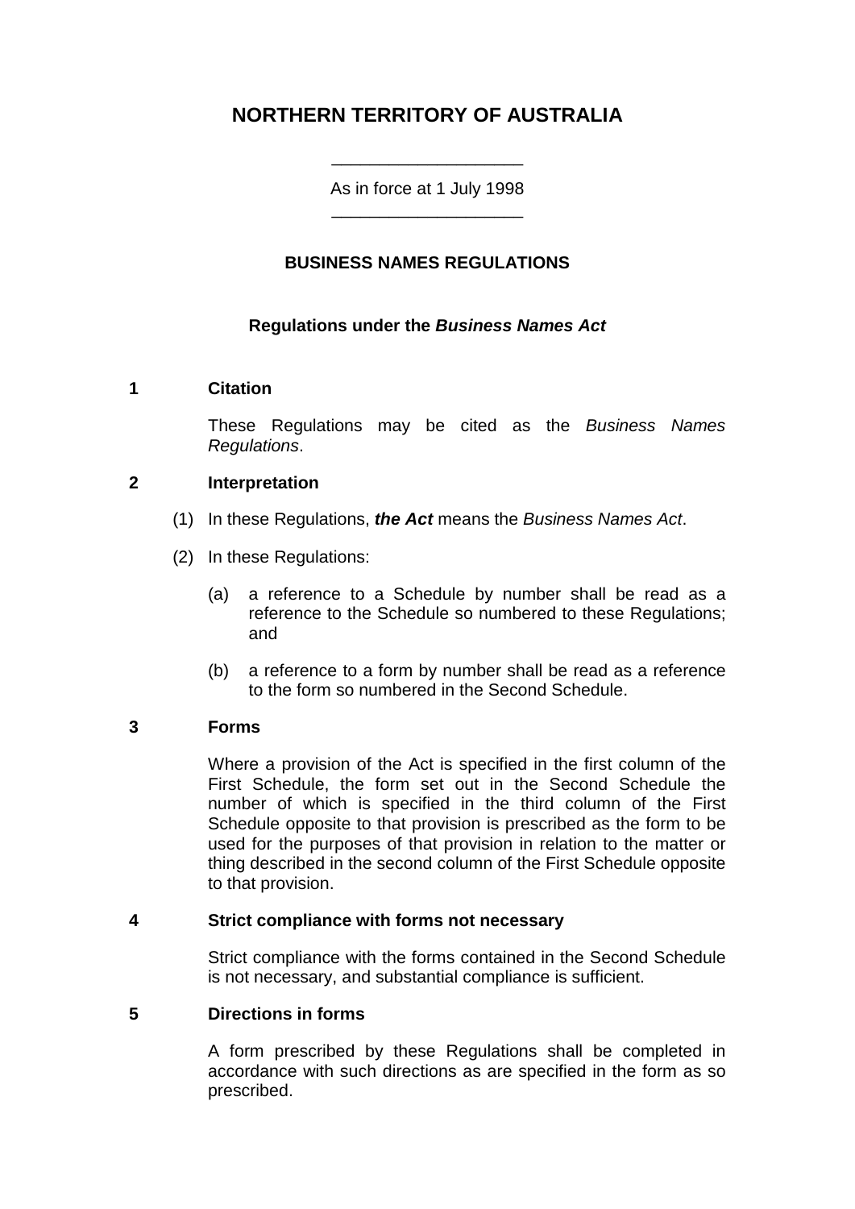# NORTHERN TERRITORY OF AUSTRALIA

As in force at 1 July 1998

## BUSINESS NAMES REGULATIONS

### Regulations under the *Business Names Act*

**1 Citation**

These Regulations may be cited as the *Business Names Regulations*.

**2 Interpretation**

(1) In these Regulations, ***the Act*** means the *Business Names Act*.

(2) In these Regulations:

(a) a reference to a Schedule by number shall be read as a reference to the Schedule so numbered to these Regulations; and

(b) a reference to a form by number shall be read as a reference to the form so numbered in the Second Schedule.

**3 Forms**

Where a provision of the Act is specified in the first column of the First Schedule, the form set out in the Second Schedule the number of which is specified in the third column of the First Schedule opposite to that provision is prescribed as the form to be used for the purposes of that provision in relation to the matter or thing described in the second column of the First Schedule opposite to that provision.

**4 Strict compliance with forms not necessary**

Strict compliance with the forms contained in the Second Schedule is not necessary, and substantial compliance is sufficient.

**5 Directions in forms**

A form prescribed by these Regulations shall be completed in accordance with such directions as are specified in the form as so prescribed.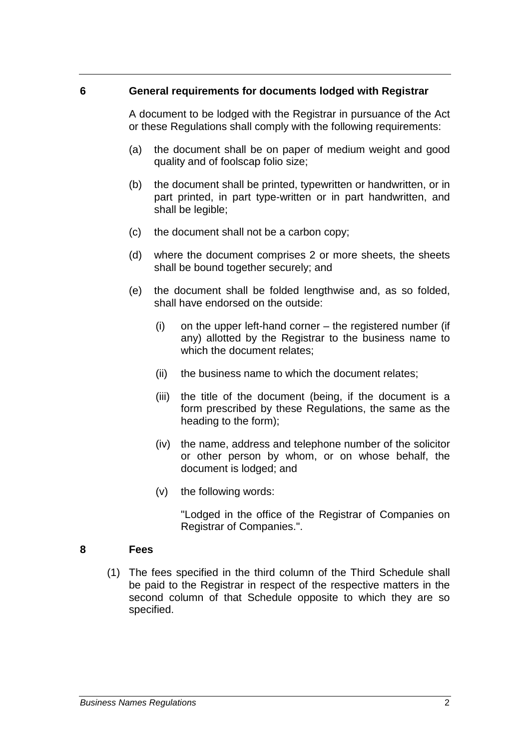## 6 General requirements for documents lodged with Registrar

A document to be lodged with the Registrar in pursuance of the Act or these Regulations shall comply with the following requirements:

(a) the document shall be on paper of medium weight and good quality and of foolscap folio size;

(b) the document shall be printed, typewritten or handwritten, or in part printed, in part type-written or in part handwritten, and shall be legible;

(c) the document shall not be a carbon copy;

(d) where the document comprises 2 or more sheets, the sheets shall be bound together securely; and

(e) the document shall be folded lengthwise and, as so folded, shall have endorsed on the outside:

(i) on the upper left-hand corner – the registered number (if any) allotted by the Registrar to the business name to which the document relates;

(ii) the business name to which the document relates;

(iii) the title of the document (being, if the document is a form prescribed by these Regulations, the same as the heading to the form);

(iv) the name, address and telephone number of the solicitor or other person by whom, or on whose behalf, the document is lodged; and

(v) the following words:

"Lodged in the office of the Registrar of Companies on Registrar of Companies.".

## 8 Fees

(1) The fees specified in the third column of the Third Schedule shall be paid to the Registrar in respect of the respective matters in the second column of that Schedule opposite to which they are so specified.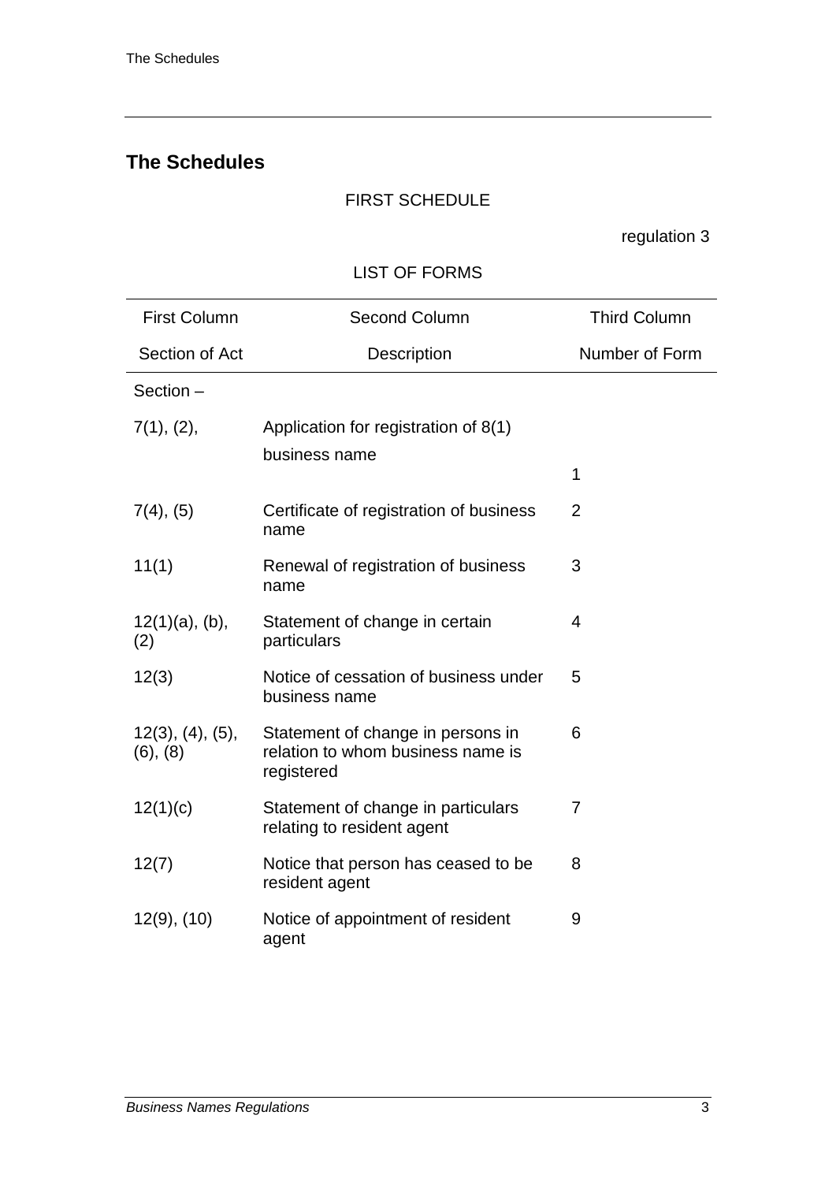## The Schedules

FIRST SCHEDULE

regulation 3

LIST OF FORMS

| First Column | Second Column | Third Column |
|---|---|---|
| Section of Act | Description | Number of Form |
| Section – | | |
| 7(1), (2), | Application for registration of 8(1) business name | 1 |
| 7(4), (5) | Certificate of registration of business name | 2 |
| 11(1) | Renewal of registration of business name | 3 |
| 12(1)(a), (b), (2) | Statement of change in certain particulars | 4 |
| 12(3) | Notice of cessation of business under business name | 5 |
| 12(3), (4), (5), (6), (8) | Statement of change in persons in relation to whom business name is registered | 6 |
| 12(1)(c) | Statement of change in particulars relating to resident agent | 7 |
| 12(7) | Notice that person has ceased to be resident agent | 8 |
| 12(9), (10) | Notice of appointment of resident agent | 9 |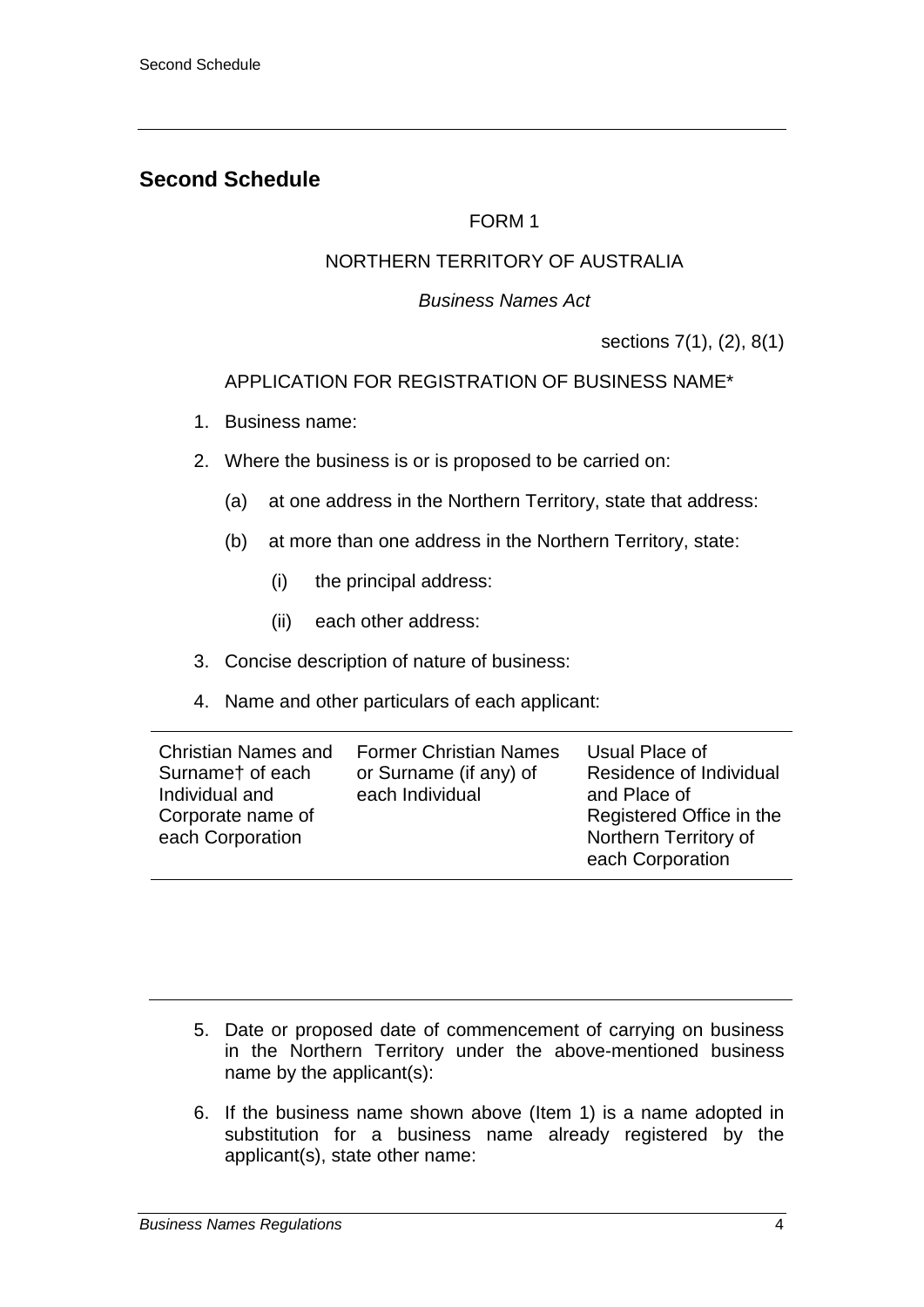## Second Schedule

FORM 1

NORTHERN TERRITORY OF AUSTRALIA

*Business Names Act*

sections 7(1), (2), 8(1)

APPLICATION FOR REGISTRATION OF BUSINESS NAME*

1. Business name:
2. Where the business is or is proposed to be carried on:
   (a) at one address in the Northern Territory, state that address:
   (b) at more than one address in the Northern Territory, state:
      (i) the principal address:
      (ii) each other address:
3. Concise description of nature of business:
4. Name and other particulars of each applicant:

| Christian Names and Surname† of each Individual and Corporate name of each Corporation | Former Christian Names or Surname (if any) of each Individual | Usual Place of Residence of Individual and Place of Registered Office in the Northern Territory of each Corporation |
|---|---|---|
| | | |

5. Date or proposed date of commencement of carrying on business in the Northern Territory under the above-mentioned business name by the applicant(s):
6. If the business name shown above (Item 1) is a name adopted in substitution for a business name already registered by the applicant(s), state other name: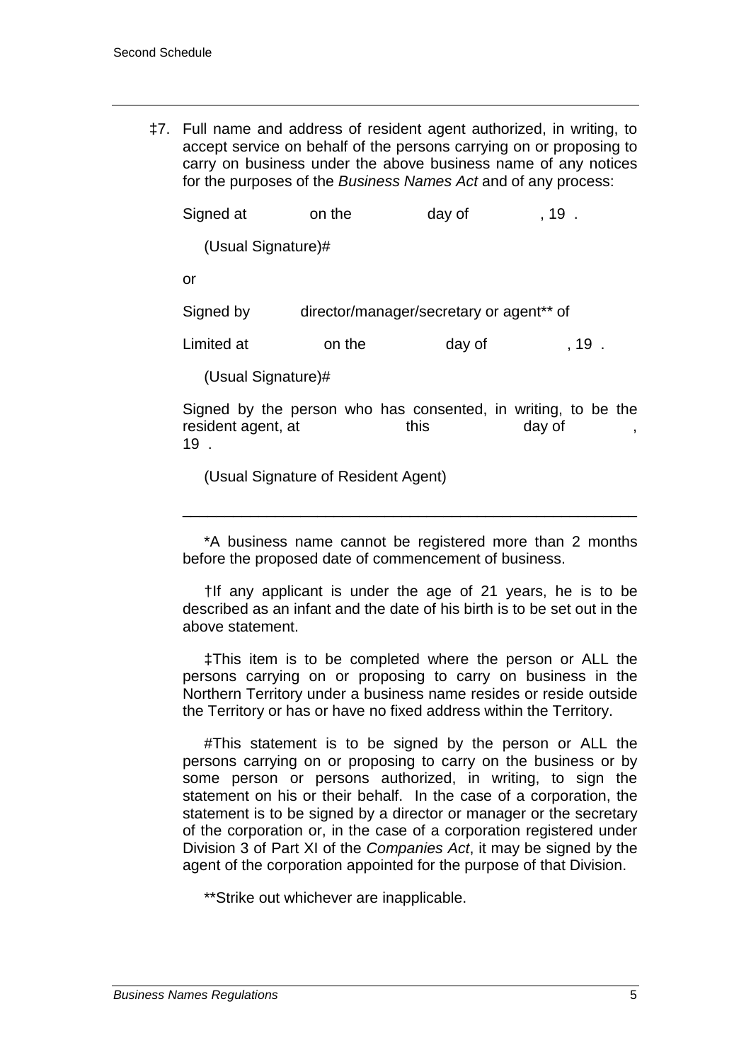‡7. Full name and address of resident agent authorized, in writing, to accept service on behalf of the persons carrying on or proposing to carry on business under the above business name of any notices for the purposes of the *Business Names Act* and of any process:

Signed at on the day of , 19 .

(Usual Signature)#

or

Signed by director/manager/secretary or agent** of

Limited at on the day of , 19 .

(Usual Signature)#

Signed by the person who has consented, in writing, to be the resident agent, at this day of , 19 .

(Usual Signature of Resident Agent)

---

*A business name cannot be registered more than 2 months before the proposed date of commencement of business.

†If any applicant is under the age of 21 years, he is to be described as an infant and the date of his birth is to be set out in the above statement.

‡This item is to be completed where the person or ALL the persons carrying on or proposing to carry on business in the Northern Territory under a business name resides or reside outside the Territory or has or have no fixed address within the Territory.

#This statement is to be signed by the person or ALL the persons carrying on or proposing to carry on the business or by some person or persons authorized, in writing, to sign the statement on his or their behalf. In the case of a corporation, the statement is to be signed by a director or manager or the secretary of the corporation or, in the case of a corporation registered under Division 3 of Part XI of the *Companies Act*, it may be signed by the agent of the corporation appointed for the purpose of that Division.

**Strike out whichever are inapplicable.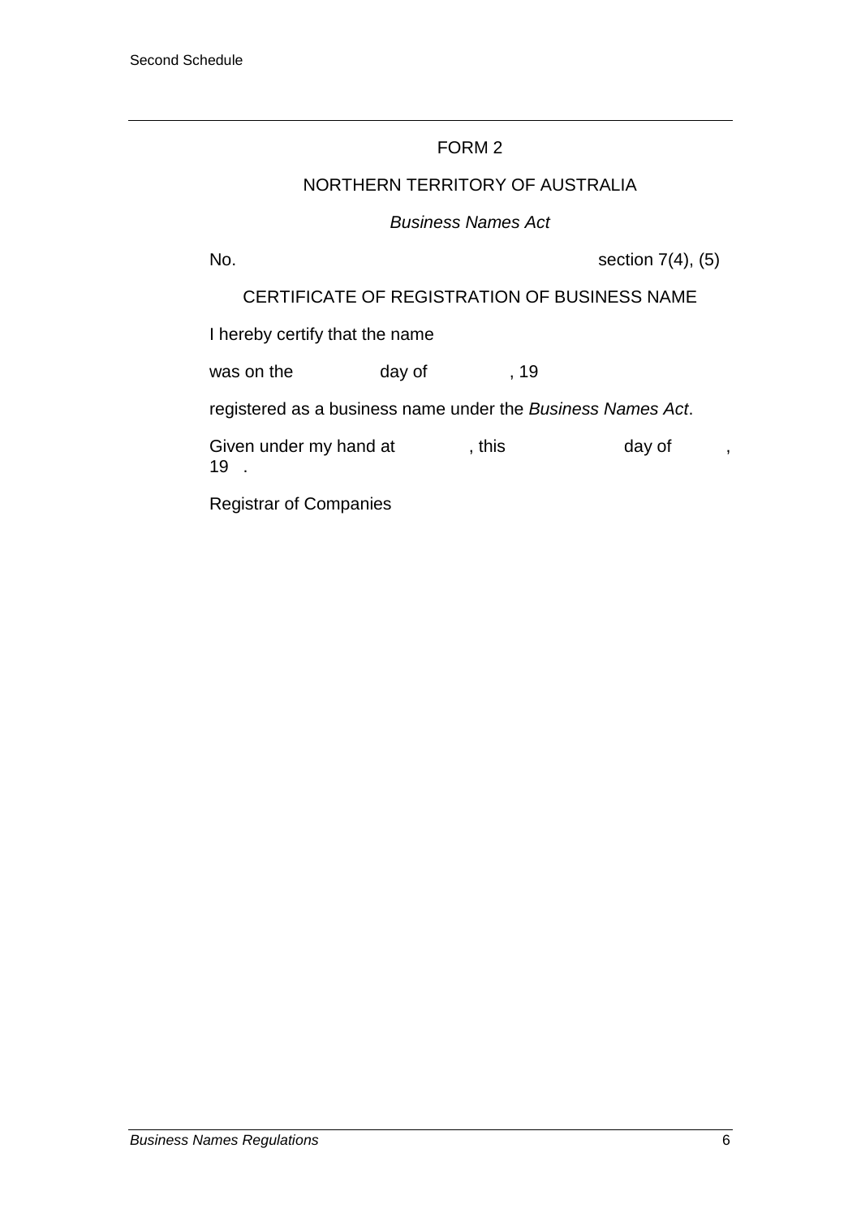FORM 2

NORTHERN TERRITORY OF AUSTRALIA

*Business Names Act*

No.                                                                 section 7(4), (5)

CERTIFICATE OF REGISTRATION OF BUSINESS NAME

I hereby certify that the name

was on the            day of            , 19

registered as a business name under the *Business Names Act*.

Given under my hand at            , this            day of            , 19   .

Registrar of Companies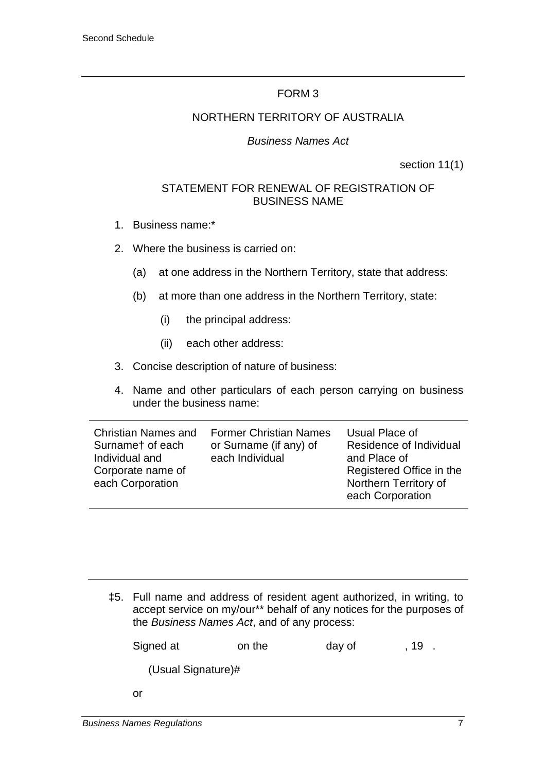## FORM 3

NORTHERN TERRITORY OF AUSTRALIA

*Business Names Act*

section 11(1)

### STATEMENT FOR RENEWAL OF REGISTRATION OF BUSINESS NAME

1. Business name:*
2. Where the business is carried on:
   - (a) at one address in the Northern Territory, state that address:
   - (b) at more than one address in the Northern Territory, state:
     - (i) the principal address:
     - (ii) each other address:
3. Concise description of nature of business:
4. Name and other particulars of each person carrying on business under the business name:

| Christian Names and Surname† of each Individual and Corporate name of each Corporation | Former Christian Names or Surname (if any) of each Individual | Usual Place of Residence of Individual and Place of Registered Office in the Northern Territory of each Corporation |
|---|---|---|
| | | |

‡5. Full name and address of resident agent authorized, in writing, to accept service on my/our** behalf of any notices for the purposes of the *Business Names Act*, and of any process:

Signed at on the day of , 19 .

(Usual Signature)#

or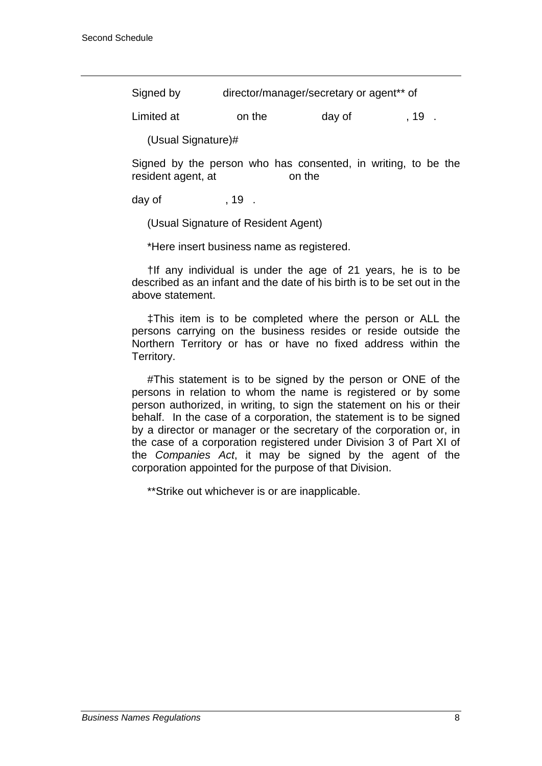Signed by director/manager/secretary or agent** of

Limited at on the day of , 19 .

(Usual Signature)#

Signed by the person who has consented, in writing, to be the resident agent, at on the

day of , 19 .

(Usual Signature of Resident Agent)

*Here insert business name as registered.

†If any individual is under the age of 21 years, he is to be described as an infant and the date of his birth is to be set out in the above statement.

‡This item is to be completed where the person or ALL the persons carrying on the business resides or reside outside the Northern Territory or has or have no fixed address within the Territory.

#This statement is to be signed by the person or ONE of the persons in relation to whom the name is registered or by some person authorized, in writing, to sign the statement on his or their behalf. In the case of a corporation, the statement is to be signed by a director or manager or the secretary of the corporation or, in the case of a corporation registered under Division 3 of Part XI of the *Companies Act*, it may be signed by the agent of the corporation appointed for the purpose of that Division.

**Strike out whichever is or are inapplicable.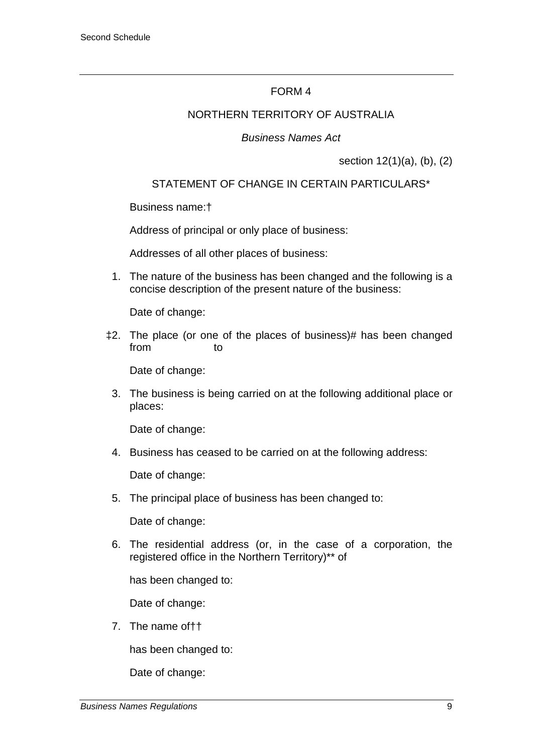FORM 4

NORTHERN TERRITORY OF AUSTRALIA

*Business Names Act*

section 12(1)(a), (b), (2)

STATEMENT OF CHANGE IN CERTAIN PARTICULARS*

Business name:†

Address of principal or only place of business:

Addresses of all other places of business:

1. The nature of the business has been changed and the following is a concise description of the present nature of the business:

   Date of change:

‡2. The place (or one of the places of business)# has been changed from                    to

   Date of change:

3. The business is being carried on at the following additional place or places:

   Date of change:

4. Business has ceased to be carried on at the following address:

   Date of change:

5. The principal place of business has been changed to:

   Date of change:

6. The residential address (or, in the case of a corporation, the registered office in the Northern Territory)** of

   has been changed to:

   Date of change:

7. The name of††

   has been changed to:

   Date of change: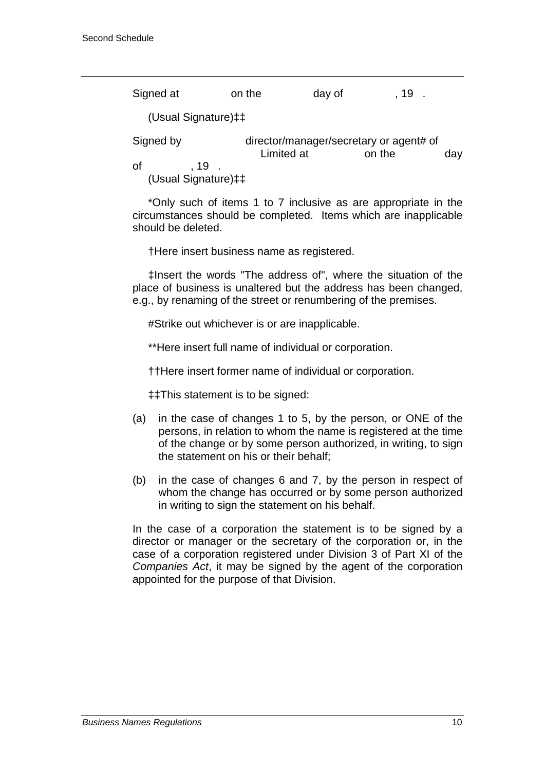Signed at          on the          day of          , 19   .

(Usual Signature)‡‡

Signed by          director/manager/secretary or agent# of          Limited at          on the          day of          , 19   .

(Usual Signature)‡‡

*Only such of items 1 to 7 inclusive as are appropriate in the circumstances should be completed. Items which are inapplicable should be deleted.

†Here insert business name as registered.

‡Insert the words "The address of", where the situation of the place of business is unaltered but the address has been changed, e.g., by renaming of the street or renumbering of the premises.

#Strike out whichever is or are inapplicable.

**Here insert full name of individual or corporation.

††Here insert former name of individual or corporation.

‡‡This statement is to be signed:

(a) in the case of changes 1 to 5, by the person, or ONE of the persons, in relation to whom the name is registered at the time of the change or by some person authorized, in writing, to sign the statement on his or their behalf;

(b) in the case of changes 6 and 7, by the person in respect of whom the change has occurred or by some person authorized in writing to sign the statement on his behalf.

In the case of a corporation the statement is to be signed by a director or manager or the secretary of the corporation or, in the case of a corporation registered under Division 3 of Part XI of the *Companies Act*, it may be signed by the agent of the corporation appointed for the purpose of that Division.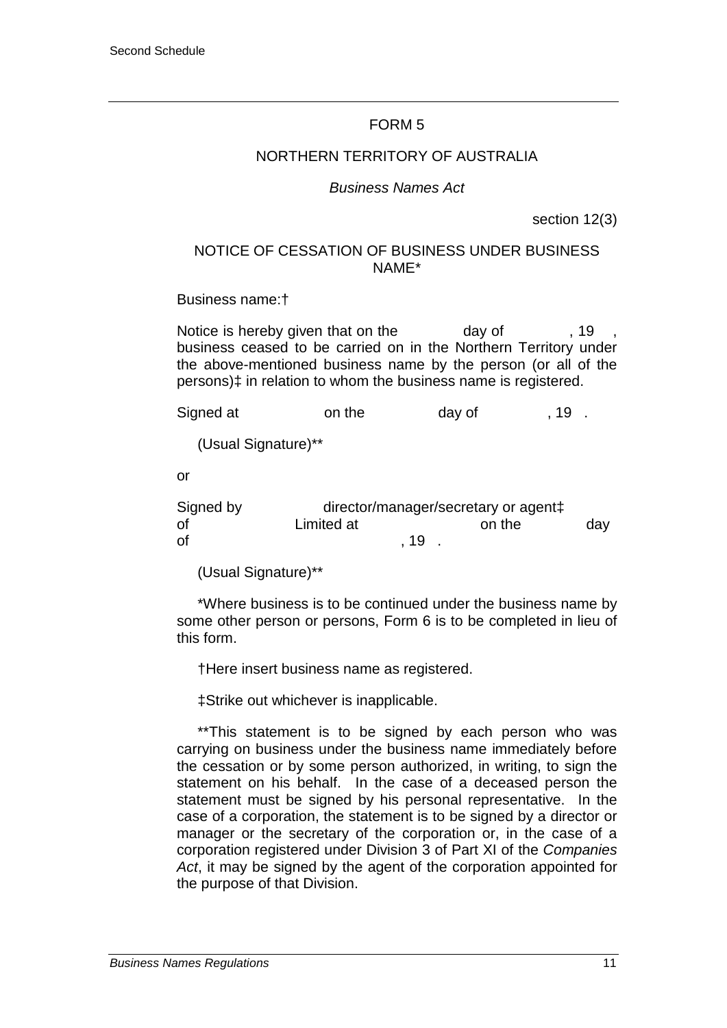Second Schedule

FORM 5

NORTHERN TERRITORY OF AUSTRALIA

*Business Names Act*

section 12(3)

NOTICE OF CESSATION OF BUSINESS UNDER BUSINESS NAME*

Business name:†

Notice is hereby given that on the day of , 19 , business ceased to be carried on in the Northern Territory under the above-mentioned business name by the person (or all of the persons)‡ in relation to whom the business name is registered.

Signed at on the day of , 19 .

(Usual Signature)**

or

Signed by director/manager/secretary or agent‡ of Limited at on the day of , 19 .

(Usual Signature)**

*Where business is to be continued under the business name by some other person or persons, Form 6 is to be completed in lieu of this form.

†Here insert business name as registered.

‡Strike out whichever is inapplicable.

**This statement is to be signed by each person who was carrying on business under the business name immediately before the cessation or by some person authorized, in writing, to sign the statement on his behalf. In the case of a deceased person the statement must be signed by his personal representative. In the case of a corporation, the statement is to be signed by a director or manager or the secretary of the corporation or, in the case of a corporation registered under Division 3 of Part XI of the *Companies Act*, it may be signed by the agent of the corporation appointed for the purpose of that Division.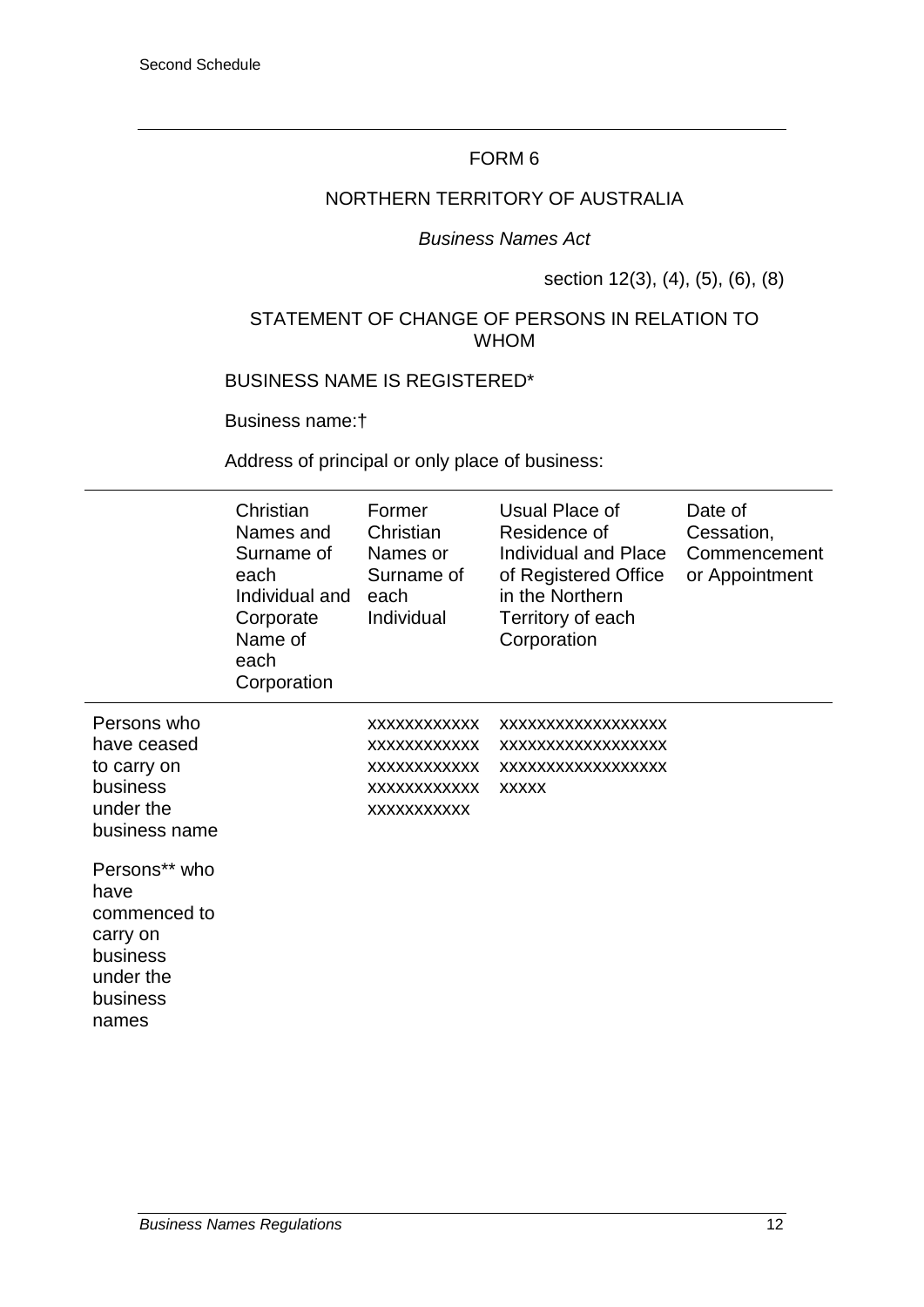Second Schedule

FORM 6

NORTHERN TERRITORY OF AUSTRALIA

*Business Names Act*

section 12(3), (4), (5), (6), (8)

STATEMENT OF CHANGE OF PERSONS IN RELATION TO WHOM

BUSINESS NAME IS REGISTERED*

Business name:†

Address of principal or only place of business:

| | Christian Names and Surname of each Individual and Corporate Name of each Corporation | Former Christian Names or Surname of each Individual | Usual Place of Residence of Individual and Place of Registered Office in the Northern Territory of each Corporation | Date of Cessation, Commencement or Appointment |
|---|---|---|---|---|
| Persons who have ceased to carry on business under the business name | | xxxxxxxxxxxx xxxxxxxxxxxx xxxxxxxxxxxx xxxxxxxxxxxx xxxxxxxxxxx | xxxxxxxxxxxxxxxxxx xxxxxxxxxxxxxxxxxx xxxxxxxxxxxxxxxxxx xxxxx | |
| Persons** who have commenced to carry on business under the business names | | | | |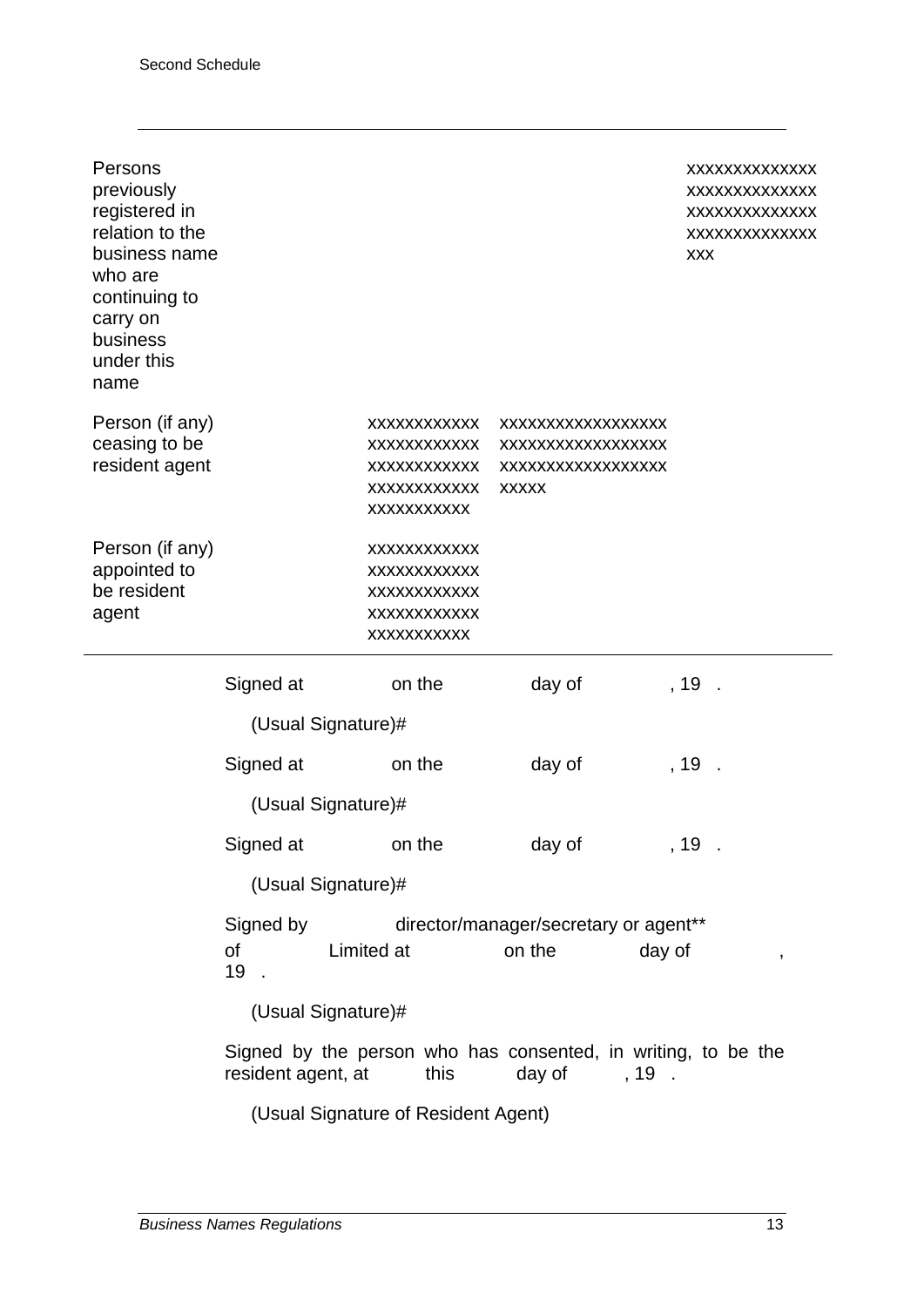| | | | |
|---|---|---|---|
| Persons previously registered in relation to the business name who are continuing to carry on business under this name | | | xxxxxxxxxxxxxx xxxxxxxxxxxxxx xxxxxxxxxxxxxx xxxxxxxxxxxxxx xxx |
| Person (if any) ceasing to be resident agent | xxxxxxxxxxxx xxxxxxxxxxxx xxxxxxxxxxxx xxxxxxxxxxxx xxxxxxxxxxx | xxxxxxxxxxxxxxxxxx xxxxxxxxxxxxxxxxxx xxxxxxxxxxxxxxxxxx xxxxx | |
| Person (if any) appointed to be resident agent | xxxxxxxxxxxx xxxxxxxxxxxx xxxxxxxxxxxx xxxxxxxxxxxx xxxxxxxxxxx | | |

Signed at on the day of , 19 .

(Usual Signature)#

Signed at on the day of , 19 .

(Usual Signature)#

Signed at on the day of , 19 .

(Usual Signature)#

Signed by director/manager/secretary or agent** of Limited at on the day of , 19 .

(Usual Signature)#

Signed by the person who has consented, in writing, to be the resident agent, at this day of , 19 .

(Usual Signature of Resident Agent)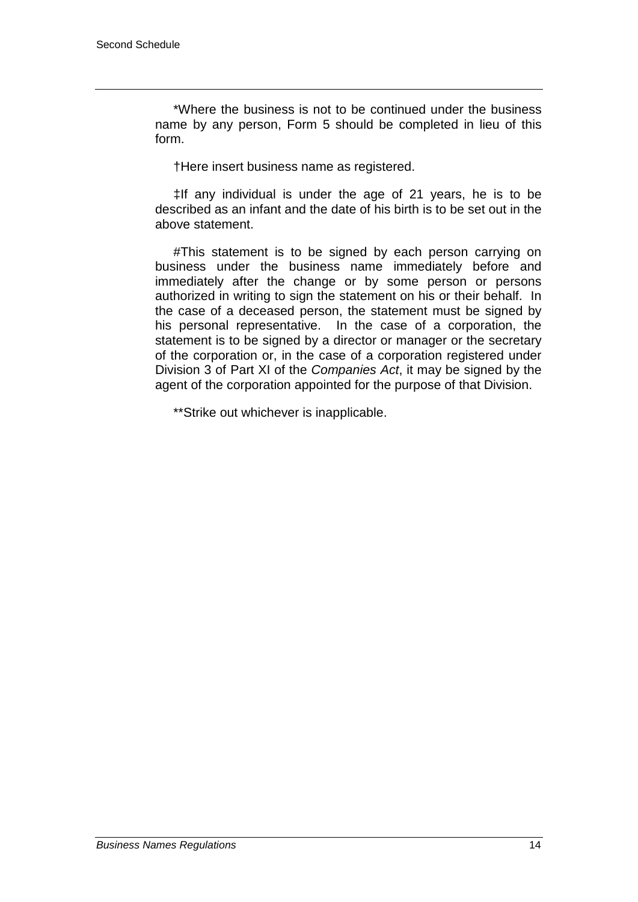*Where the business is not to be continued under the business name by any person, Form 5 should be completed in lieu of this form.

†Here insert business name as registered.

‡If any individual is under the age of 21 years, he is to be described as an infant and the date of his birth is to be set out in the above statement.

#This statement is to be signed by each person carrying on business under the business name immediately before and immediately after the change or by some person or persons authorized in writing to sign the statement on his or their behalf. In the case of a deceased person, the statement must be signed by his personal representative. In the case of a corporation, the statement is to be signed by a director or manager or the secretary of the corporation or, in the case of a corporation registered under Division 3 of Part XI of the *Companies Act*, it may be signed by the agent of the corporation appointed for the purpose of that Division.

**Strike out whichever is inapplicable.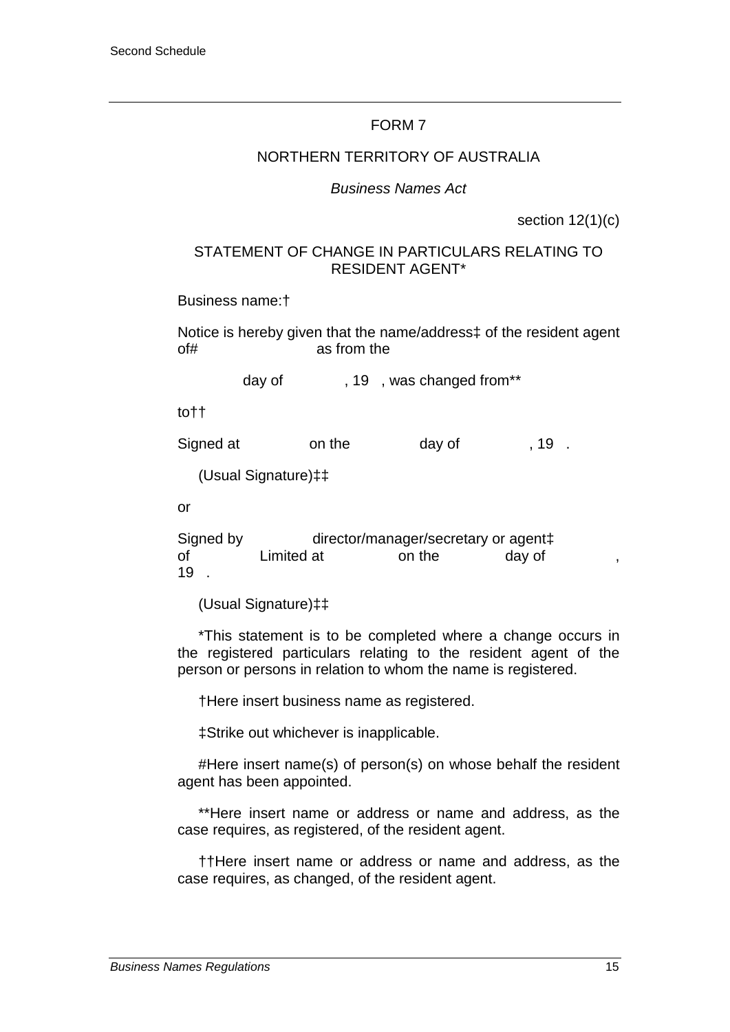FORM 7

NORTHERN TERRITORY OF AUSTRALIA

*Business Names Act*

section 12(1)(c)

STATEMENT OF CHANGE IN PARTICULARS RELATING TO RESIDENT AGENT*

Business name:†

Notice is hereby given that the name/address‡ of the resident agent of# as from the

day of , 19 , was changed from**

to††

Signed at on the day of , 19 .

(Usual Signature)‡‡

or

Signed by director/manager/secretary or agent‡ of Limited at on the day of , 19 .

(Usual Signature)‡‡

*This statement is to be completed where a change occurs in the registered particulars relating to the resident agent of the person or persons in relation to whom the name is registered.

†Here insert business name as registered.

‡Strike out whichever is inapplicable.

#Here insert name(s) of person(s) on whose behalf the resident agent has been appointed.

**Here insert name or address or name and address, as the case requires, as registered, of the resident agent.

††Here insert name or address or name and address, as the case requires, as changed, of the resident agent.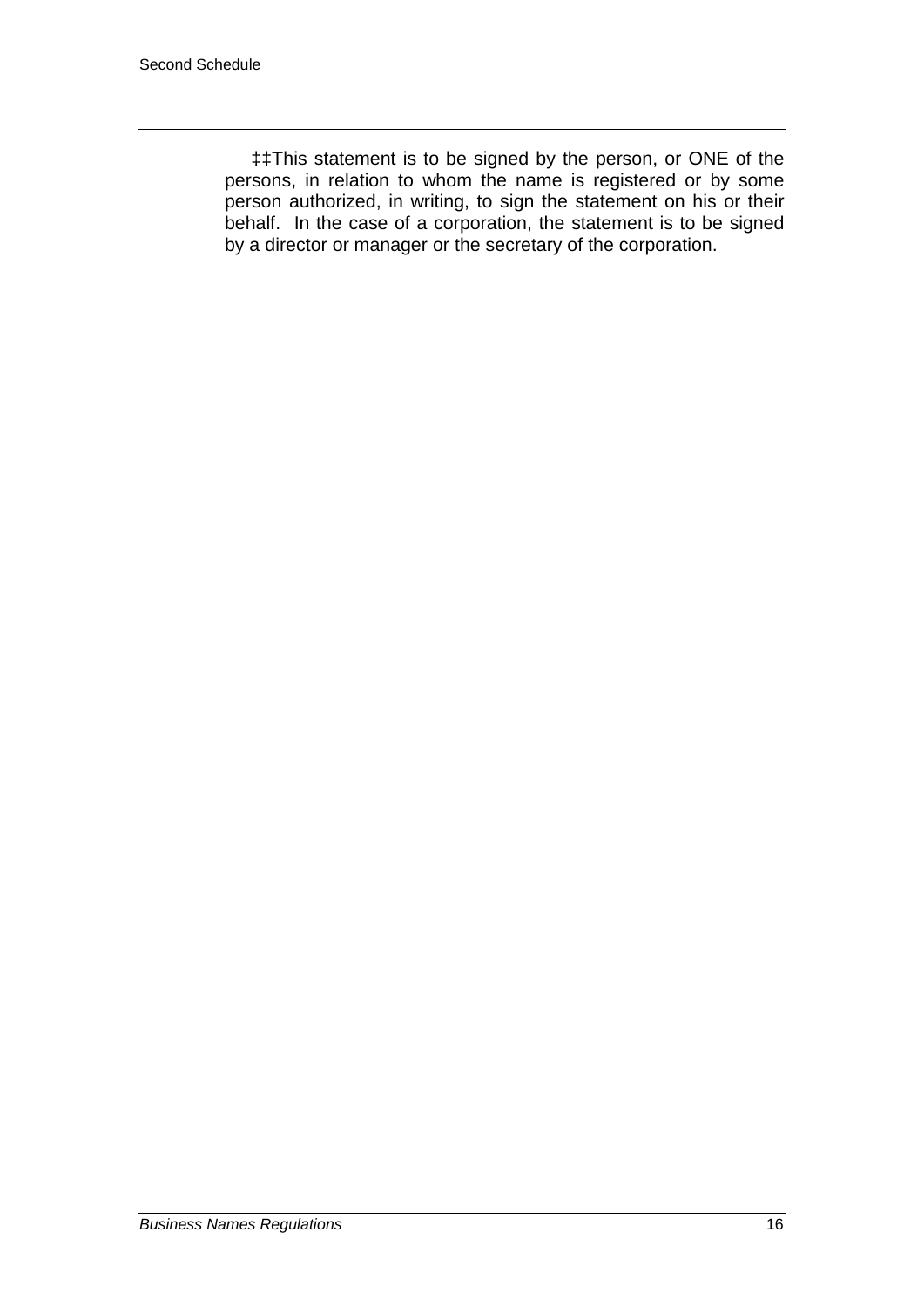‡‡This statement is to be signed by the person, or ONE of the persons, in relation to whom the name is registered or by some person authorized, in writing, to sign the statement on his or their behalf. In the case of a corporation, the statement is to be signed by a director or manager or the secretary of the corporation.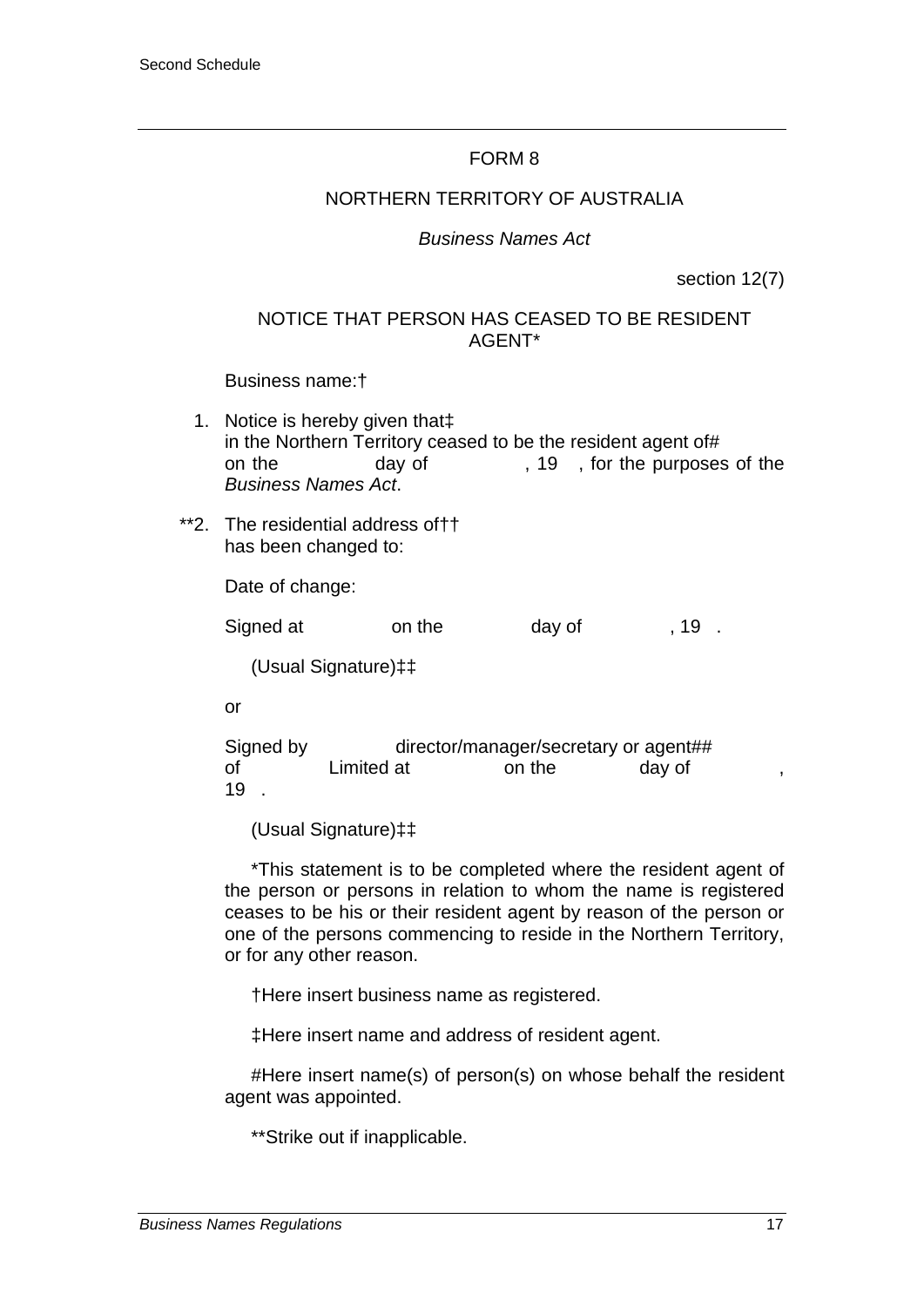FORM 8

NORTHERN TERRITORY OF AUSTRALIA

*Business Names Act*

section 12(7)

NOTICE THAT PERSON HAS CEASED TO BE RESIDENT AGENT*

Business name:†

1. Notice is hereby given that‡
in the Northern Territory ceased to be the resident agent of#
on the day of , 19 , for the purposes of the *Business Names Act*.

**2. The residential address of††
has been changed to:

Date of change:

Signed at on the day of , 19 .

(Usual Signature)‡‡

or

Signed by director/manager/secretary or agent##
of Limited at on the day of ,
19 .

(Usual Signature)‡‡

*This statement is to be completed where the resident agent of the person or persons in relation to whom the name is registered ceases to be his or their resident agent by reason of the person or one of the persons commencing to reside in the Northern Territory, or for any other reason.

†Here insert business name as registered.

‡Here insert name and address of resident agent.

#Here insert name(s) of person(s) on whose behalf the resident agent was appointed.

**Strike out if inapplicable.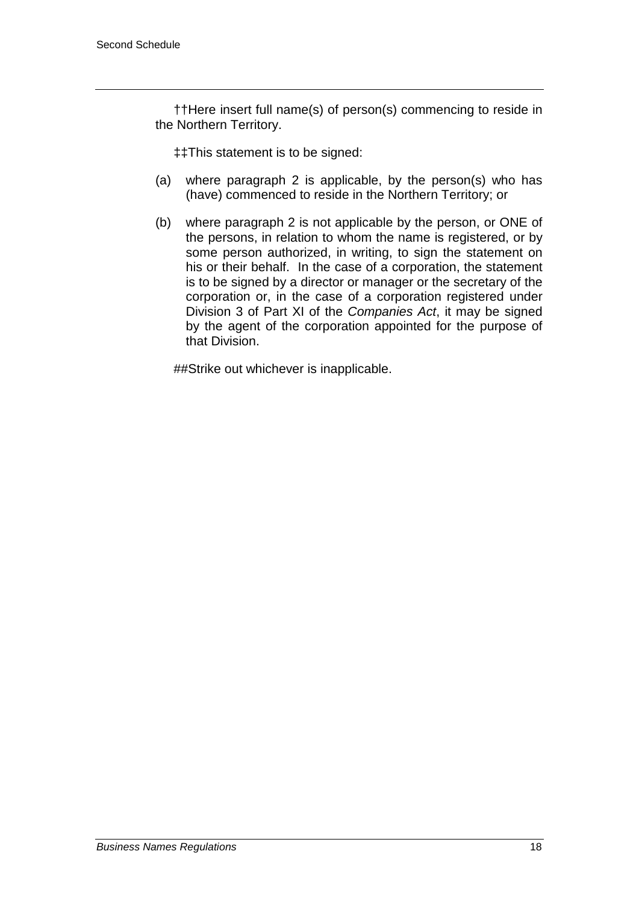††Here insert full name(s) of person(s) commencing to reside in the Northern Territory.

‡‡This statement is to be signed:

(a) where paragraph 2 is applicable, by the person(s) who has (have) commenced to reside in the Northern Territory; or

(b) where paragraph 2 is not applicable by the person, or ONE of the persons, in relation to whom the name is registered, or by some person authorized, in writing, to sign the statement on his or their behalf. In the case of a corporation, the statement is to be signed by a director or manager or the secretary of the corporation or, in the case of a corporation registered under Division 3 of Part XI of the *Companies Act*, it may be signed by the agent of the corporation appointed for the purpose of that Division.

##Strike out whichever is inapplicable.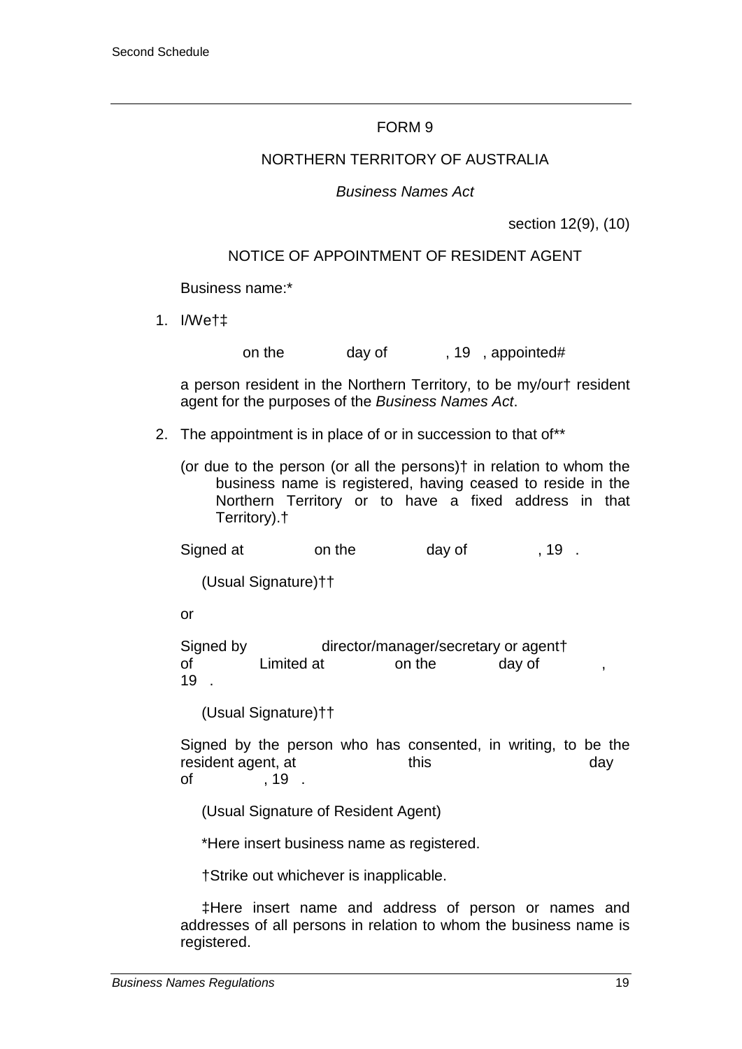FORM 9

NORTHERN TERRITORY OF AUSTRALIA

*Business Names Act*

section 12(9), (10)

NOTICE OF APPOINTMENT OF RESIDENT AGENT

Business name:*

1. I/We†‡

   on the day of , 19 , appointed#

   a person resident in the Northern Territory, to be my/our† resident agent for the purposes of the *Business Names Act*.

2. The appointment is in place of or in succession to that of**

   (or due to the person (or all the persons)† in relation to whom the business name is registered, having ceased to reside in the Northern Territory or to have a fixed address in that Territory).†

Signed at on the day of , 19 .

(Usual Signature)††

or

Signed by director/manager/secretary or agent† of Limited at on the day of , 19 .

(Usual Signature)††

Signed by the person who has consented, in writing, to be the resident agent, at this day of , 19 .

(Usual Signature of Resident Agent)

*Here insert business name as registered.

†Strike out whichever is inapplicable.

‡Here insert name and address of person or names and addresses of all persons in relation to whom the business name is registered.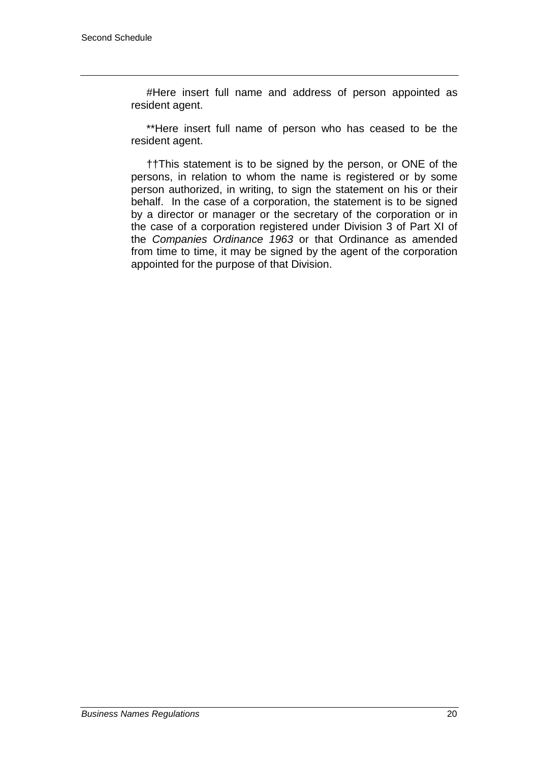#Here insert full name and address of person appointed as resident agent.

**Here insert full name of person who has ceased to be the resident agent.

††This statement is to be signed by the person, or ONE of the persons, in relation to whom the name is registered or by some person authorized, in writing, to sign the statement on his or their behalf. In the case of a corporation, the statement is to be signed by a director or manager or the secretary of the corporation or in the case of a corporation registered under Division 3 of Part XI of the *Companies Ordinance 1963* or that Ordinance as amended from time to time, it may be signed by the agent of the corporation appointed for the purpose of that Division.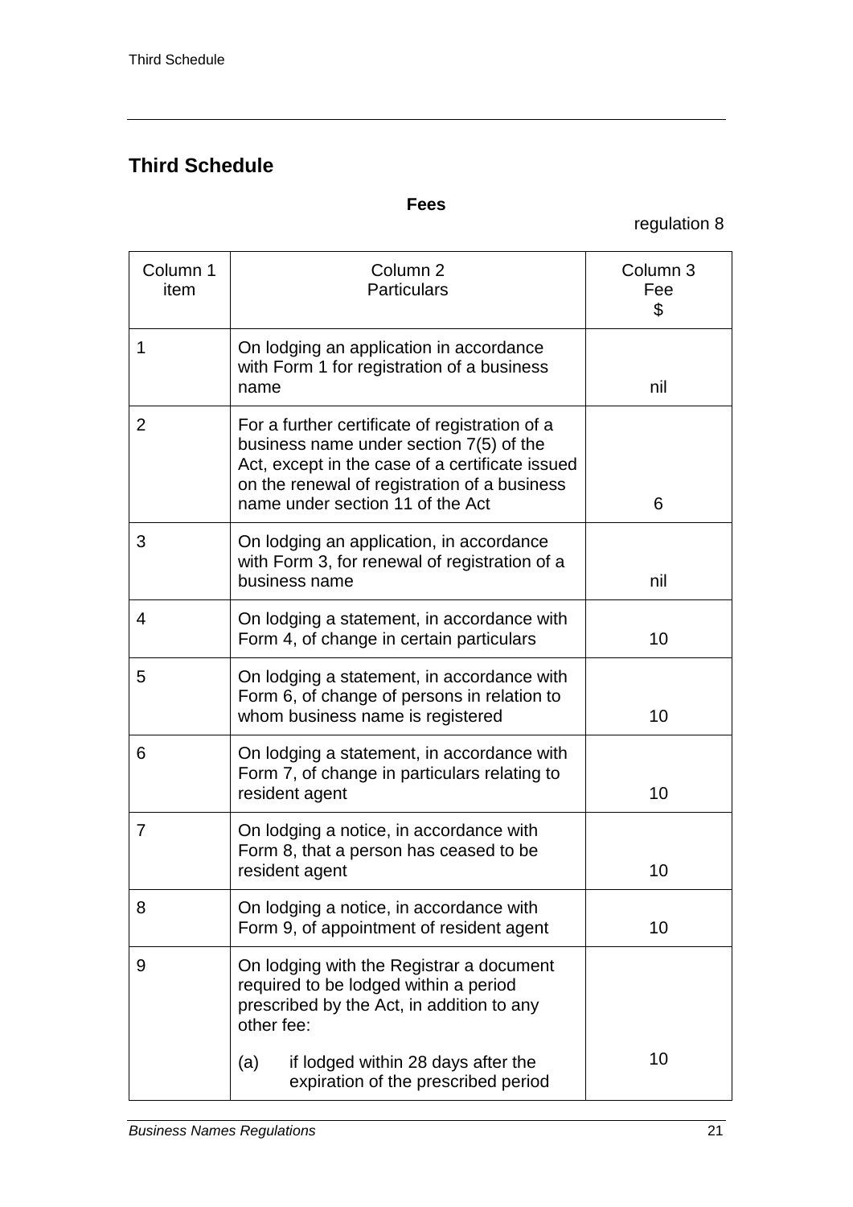## Third Schedule

**Fees**

regulation 8

| Column 1 item | Column 2 Particulars | Column 3 Fee $ |
|---|---|---|
| 1 | On lodging an application in accordance with Form 1 for registration of a business name | nil |
| 2 | For a further certificate of registration of a business name under section 7(5) of the Act, except in the case of a certificate issued on the renewal of registration of a business name under section 11 of the Act | 6 |
| 3 | On lodging an application, in accordance with Form 3, for renewal of registration of a business name | nil |
| 4 | On lodging a statement, in accordance with Form 4, of change in certain particulars | 10 |
| 5 | On lodging a statement, in accordance with Form 6, of change of persons in relation to whom business name is registered | 10 |
| 6 | On lodging a statement, in accordance with Form 7, of change in particulars relating to resident agent | 10 |
| 7 | On lodging a notice, in accordance with Form 8, that a person has ceased to be resident agent | 10 |
| 8 | On lodging a notice, in accordance with Form 9, of appointment of resident agent | 10 |
| 9 | On lodging with the Registrar a document required to be lodged within a period prescribed by the Act, in addition to any other fee: | |
| | (a) if lodged within 28 days after the expiration of the prescribed period | 10 |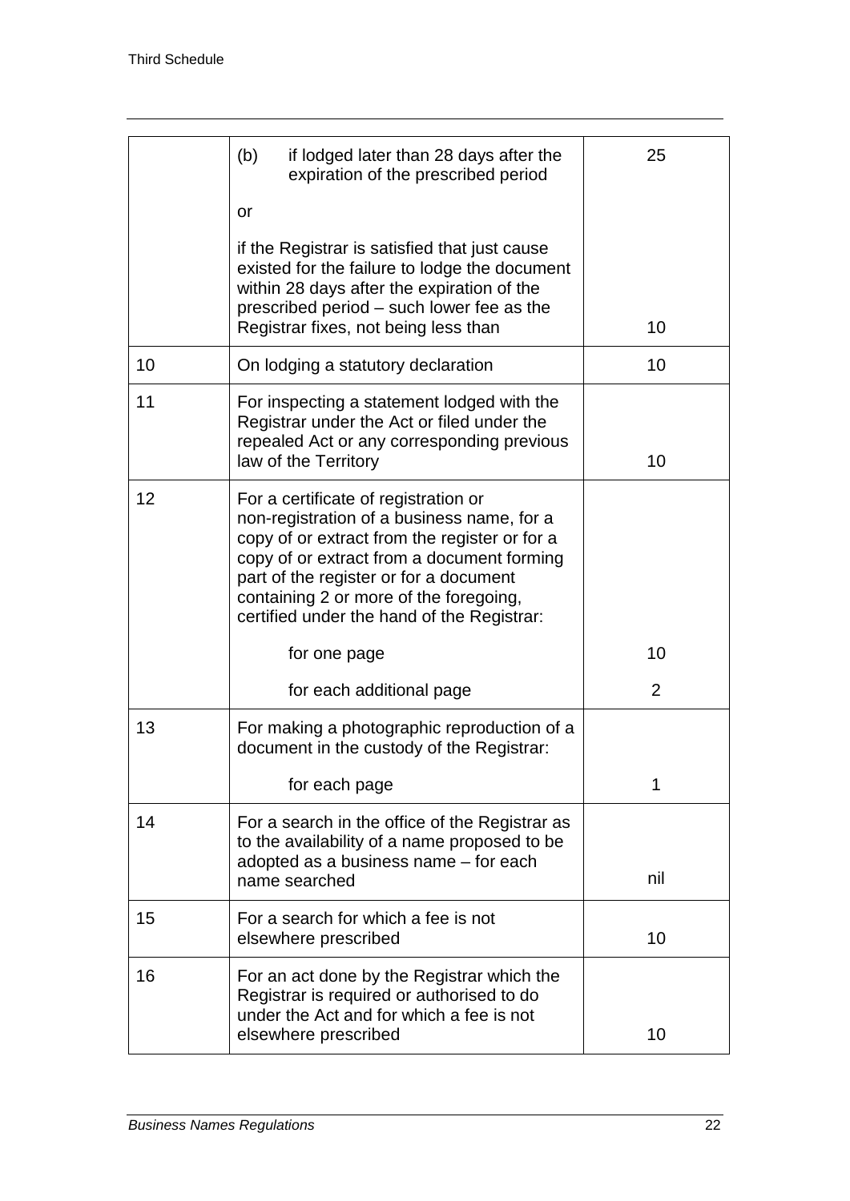| | | |
|---|---|---|
| | (b) if lodged later than 28 days after the expiration of the prescribed period | 25 |
| | or | |
| | if the Registrar is satisfied that just cause existed for the failure to lodge the document within 28 days after the expiration of the prescribed period – such lower fee as the Registrar fixes, not being less than | 10 |
| 10 | On lodging a statutory declaration | 10 |
| 11 | For inspecting a statement lodged with the Registrar under the Act or filed under the repealed Act or any corresponding previous law of the Territory | 10 |
| 12 | For a certificate of registration or non-registration of a business name, for a copy of or extract from the register or for a copy of or extract from a document forming part of the register or for a document containing 2 or more of the foregoing, certified under the hand of the Registrar: | |
| | for one page | 10 |
| | for each additional page | 2 |
| 13 | For making a photographic reproduction of a document in the custody of the Registrar: | |
| | for each page | 1 |
| 14 | For a search in the office of the Registrar as to the availability of a name proposed to be adopted as a business name – for each name searched | nil |
| 15 | For a search for which a fee is not elsewhere prescribed | 10 |
| 16 | For an act done by the Registrar which the Registrar is required or authorised to do under the Act and for which a fee is not elsewhere prescribed | 10 |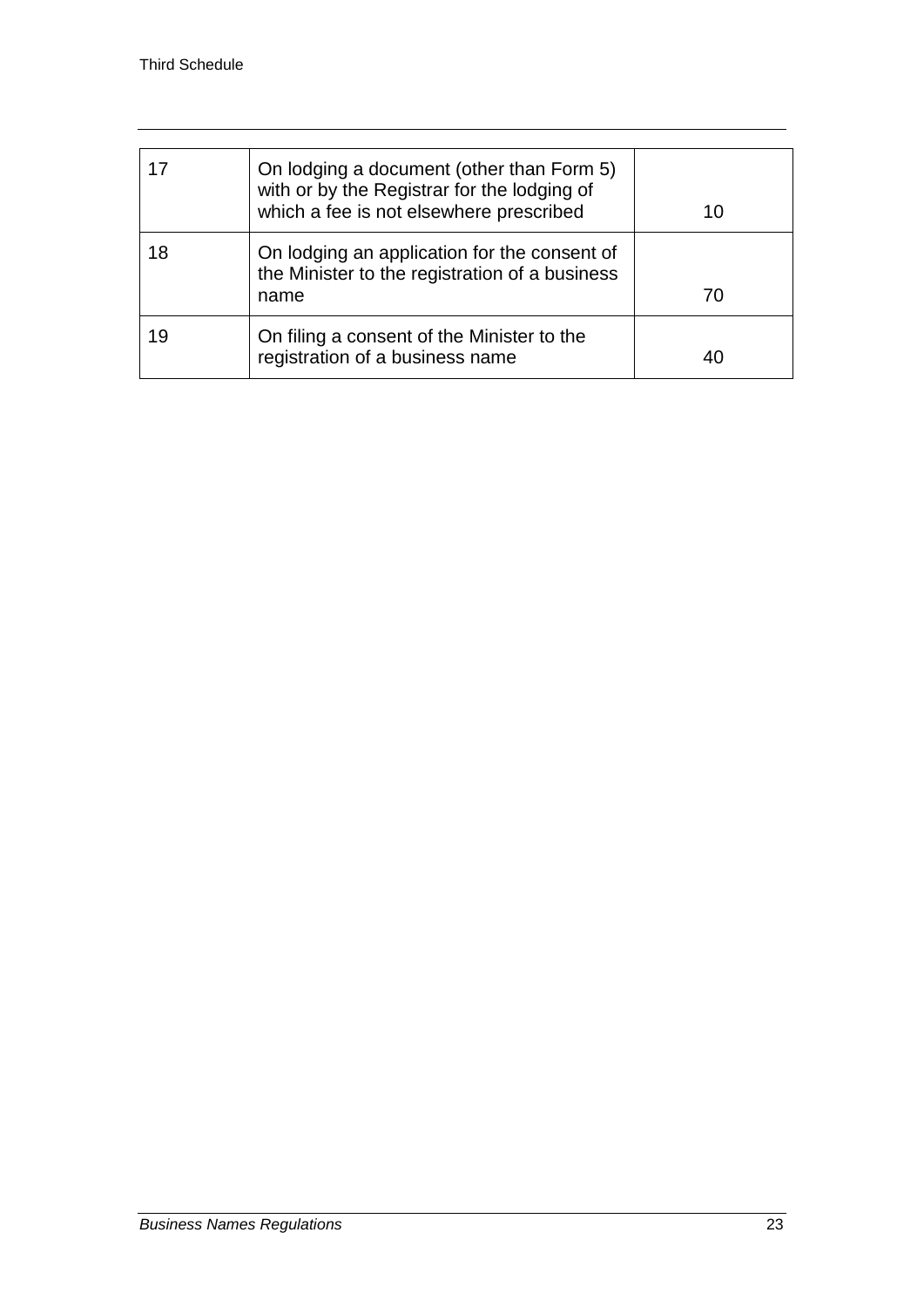| | | |
|---|---|---|
| 17 | On lodging a document (other than Form 5) with or by the Registrar for the lodging of which a fee is not elsewhere prescribed | 10 |
| 18 | On lodging an application for the consent of the Minister to the registration of a business name | 70 |
| 19 | On filing a consent of the Minister to the registration of a business name | 40 |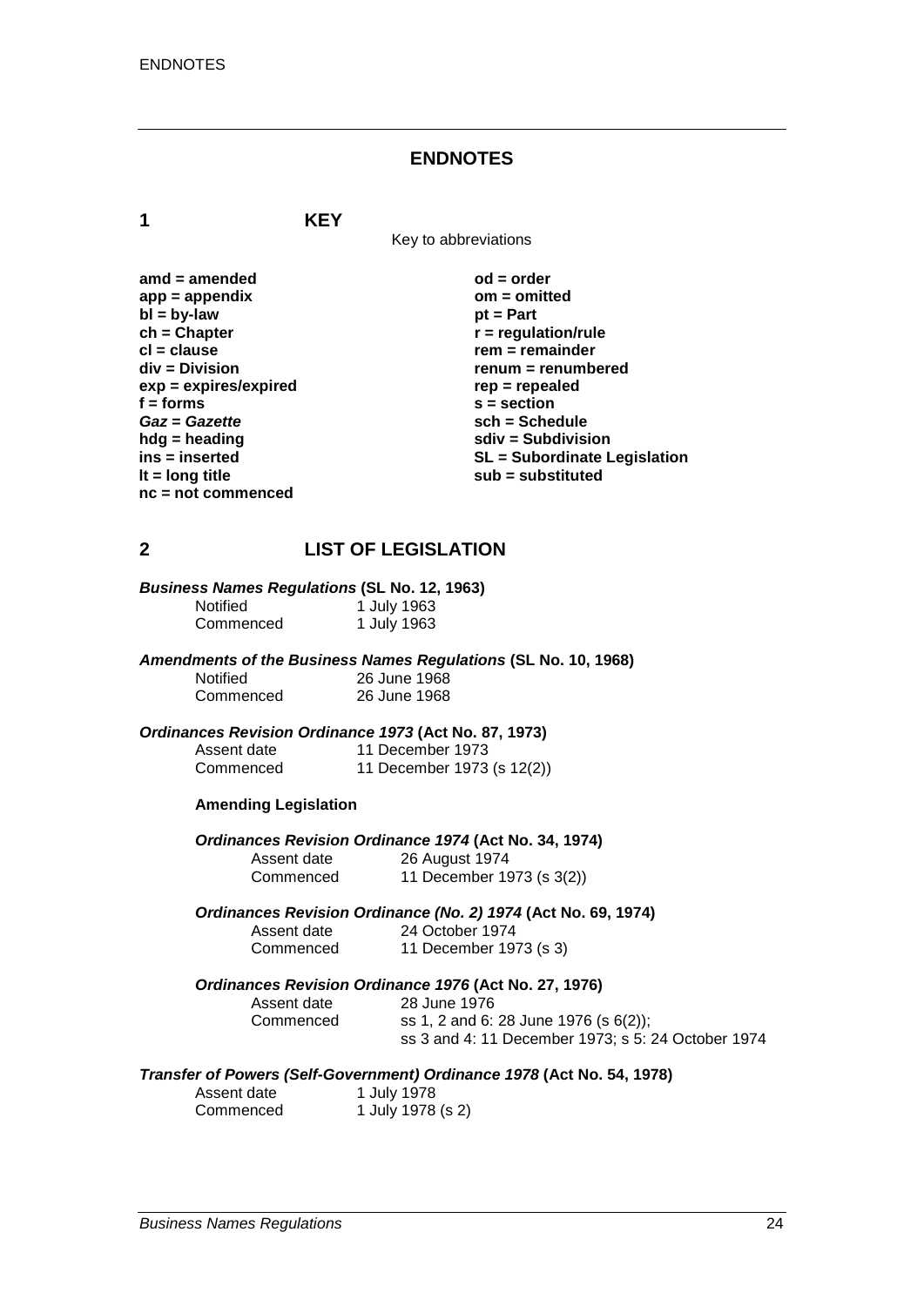## ENDNOTES

### 1 KEY

Key to abbreviations

| | |
|---|---|
| **amd = amended** | **od = order** |
| **app = appendix** | **om = omitted** |
| **bl = by-law** | **pt = Part** |
| **ch = Chapter** | **r = regulation/rule** |
| **cl = clause** | **rem = remainder** |
| **div = Division** | **renum = renumbered** |
| **exp = expires/expired** | **rep = repealed** |
| **f = forms** | **s = section** |
| ***Gaz* = *Gazette*** | **sch = Schedule** |
| **hdg = heading** | **sdiv = Subdivision** |
| **ins = inserted** | **SL = Subordinate Legislation** |
| **lt = long title** | **sub = substituted** |
| **nc = not commenced** | |

### 2 LIST OF LEGISLATION

***Business Names Regulations* (SL No. 12, 1963)**

Notified 1 July 1963
Commenced 1 July 1963

***Amendments of the Business Names Regulations* (SL No. 10, 1968)**

Notified 26 June 1968
Commenced 26 June 1968

***Ordinances Revision Ordinance 1973* (Act No. 87, 1973)**

Assent date 11 December 1973
Commenced 11 December 1973 (s 12(2))

**Amending Legislation**

***Ordinances Revision Ordinance 1974* (Act No. 34, 1974)**

Assent date 26 August 1974
Commenced 11 December 1973 (s 3(2))

***Ordinances Revision Ordinance (No. 2) 1974* (Act No. 69, 1974)**

Assent date 24 October 1974
Commenced 11 December 1973 (s 3)

***Ordinances Revision Ordinance 1976* (Act No. 27, 1976)**

Assent date 28 June 1976
Commenced ss 1, 2 and 6: 28 June 1976 (s 6(2));
ss 3 and 4: 11 December 1973; s 5: 24 October 1974

***Transfer of Powers (Self-Government) Ordinance 1978* (Act No. 54, 1978)**

Assent date 1 July 1978
Commenced 1 July 1978 (s 2)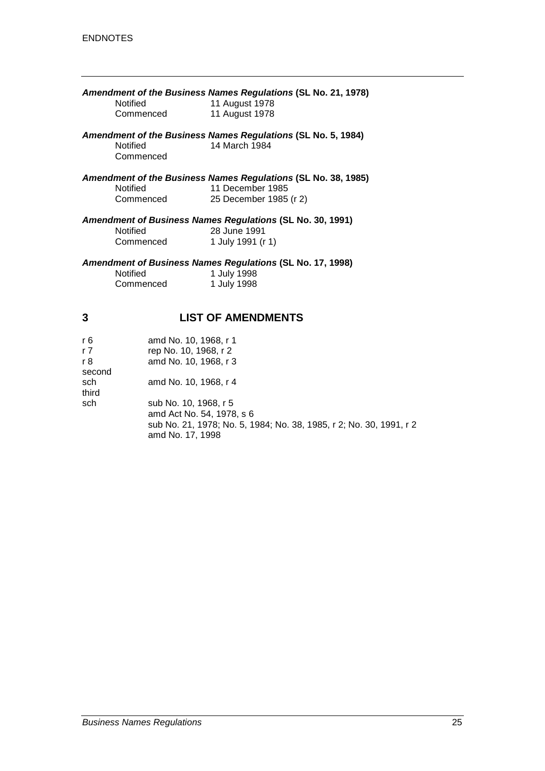***Amendment of the Business Names Regulations* (SL No. 21, 1978)**

| | |
|---|---|
| Notified | 11 August 1978 |
| Commenced | 11 August 1978 |

***Amendment of the Business Names Regulations* (SL No. 5, 1984)**

| | |
|---|---|
| Notified | 14 March 1984 |
| Commenced | |

***Amendment of the Business Names Regulations* (SL No. 38, 1985)**

| | |
|---|---|
| Notified | 11 December 1985 |
| Commenced | 25 December 1985 (r 2) |

***Amendment of Business Names Regulations* (SL No. 30, 1991)**

| | |
|---|---|
| Notified | 28 June 1991 |
| Commenced | 1 July 1991 (r 1) |

***Amendment of Business Names Regulations* (SL No. 17, 1998)**

| | |
|---|---|
| Notified | 1 July 1998 |
| Commenced | 1 July 1998 |

## 3 LIST OF AMENDMENTS

| | |
|---|---|
| r 6 | amd No. 10, 1968, r 1 |
| r 7 | rep No. 10, 1968, r 2 |
| r 8 | amd No. 10, 1968, r 3 |
| second sch | amd No. 10, 1968, r 4 |
| third sch | sub No. 10, 1968, r 5 |
| | amd Act No. 54, 1978, s 6 |
| | sub No. 21, 1978; No. 5, 1984; No. 38, 1985, r 2; No. 30, 1991, r 2 |
| | amd No. 17, 1998 |